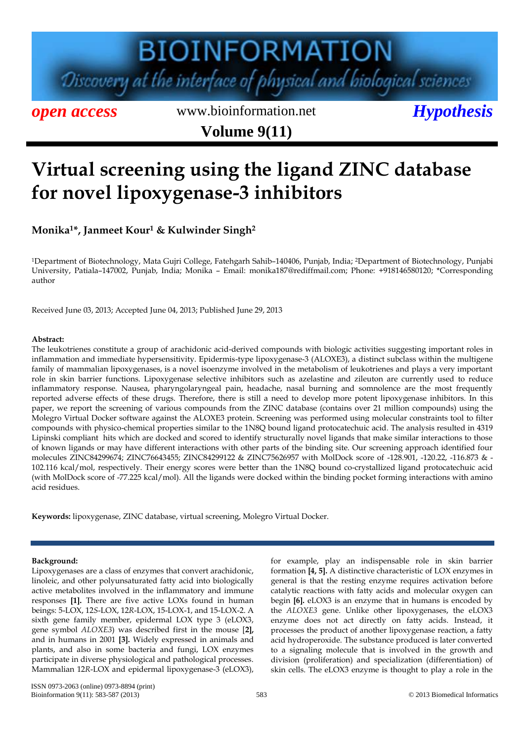open access | www.bioinformation.net | Hypothesis

# Virtual screening using the ligand ZINC database for novel lipoxygenase-3 inhibitors

**Monika[1]\*, Janmeet Kour[1] & Kulwinder Singh[2]**

[1]Department of Biotechnology, Mata Gujri College, Fatehgarh Sahib–140406, Punjab, India; [2]Department of Biotechnology, Punjabi University, Patiala–147002, Punjab, India; Monika – Email: monika187@rediffmail.com; Phone: +918146580120; *Corresponding author

Received June 03, 2013; Accepted June 04, 2013; Published June 29, 2013

**Abstract:**

The leukotrienes constitute a group of arachidonic acid-derived compounds with biologic activities suggesting important roles in inflammation and immediate hypersensitivity. Epidermis-type lipoxygenase-3 (ALOXE3), a distinct subclass within the multigene family of mammalian lipoxygenases, is a novel isoenzyme involved in the metabolism of leukotrienes and plays a very important role in skin barrier functions. Lipoxygenase selective inhibitors such as azelastine and zileuton are currently used to reduce inflammatory response. Nausea, pharyngolaryngeal pain, headache, nasal burning and somnolence are the most frequently reported adverse effects of these drugs. Therefore, there is still a need to develop more potent lipoxygenase inhibitors. In this paper, we report the screening of various compounds from the ZINC database (contains over 21 million compounds) using the Molegro Virtual Docker software against the ALOXE3 protein. Screening was performed using molecular constraints tool to filter compounds with physico-chemical properties similar to the 1N8Q bound ligand protocatechuic acid. The analysis resulted in 4319 Lipinski compliant hits which are docked and scored to identify structurally novel ligands that make similar interactions to those of known ligands or may have different interactions with other parts of the binding site. Our screening approach identified four molecules ZINC84299674; ZINC76643455; ZINC84299122 & ZINC75626957 with MolDock score of -128.901, -120.22, -116.873 & -102.116 kcal/mol, respectively. Their energy scores were better than the 1N8Q bound co-crystallized ligand protocatechuic acid (with MolDock score of -77.225 kcal/mol). All the ligands were docked within the binding pocket forming interactions with amino acid residues.

**Keywords:** lipoxygenase, ZINC database, virtual screening, Molegro Virtual Docker.

**Background:**

Lipoxygenases are a class of enzymes that convert arachidonic, linoleic, and other polyunsaturated fatty acid into biologically active metabolites involved in the inflammatory and immune responses **[1].** There are five active LOXs found in human beings: 5-LOX, 12*S*-LOX, 12*R*-LOX, 15-LOX-1, and 15-LOX-2. A sixth gene family member, epidermal LOX type 3 (eLOX3, gene symbol *ALOXE3*) was described first in the mouse **[2],** and in humans in 2001 **[3].** Widely expressed in animals and plants, and also in some bacteria and fungi, LOX enzymes participate in diverse physiological and pathological processes. Mammalian 12*R*-LOX and epidermal lipoxygenase-3 (eLOX3), for example, play an indispensable role in skin barrier formation **[4, 5].** A distinctive characteristic of LOX enzymes in general is that the resting enzyme requires activation before catalytic reactions with fatty acids and molecular oxygen can begin **[6].** eLOX3 is an enzyme that in humans is encoded by the *ALOXE3* gene. Unlike other lipoxygenases, the eLOX3 enzyme does not act directly on fatty acids. Instead, it processes the product of another lipoxygenase reaction, a fatty acid hydroperoxide. The substance produced is later converted to a signaling molecule that is involved in the growth and division (proliferation) and specialization (differentiation) of skin cells. The eLOX3 enzyme is thought to play a role in the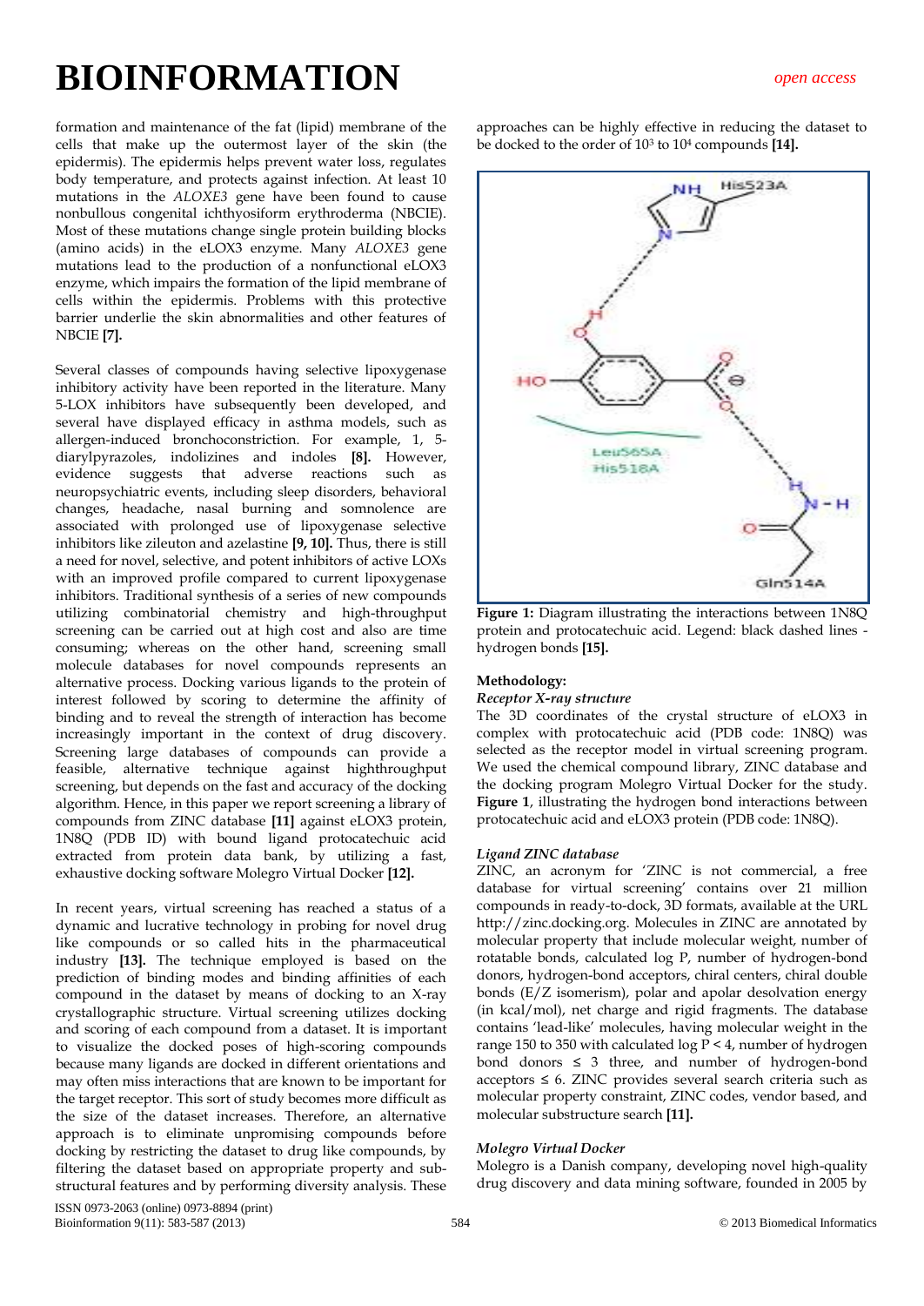formation and maintenance of the fat (lipid) membrane of the cells that make up the outermost layer of the skin (the epidermis). The epidermis helps prevent water loss, regulates body temperature, and protects against infection. At least 10 mutations in the *ALOXE3* gene have been found to cause nonbullous congenital ichthyosiform erythroderma (NBCIE). Most of these mutations change single protein building blocks (amino acids) in the eLOX3 enzyme. Many *ALOXE3* gene mutations lead to the production of a nonfunctional eLOX3 enzyme, which impairs the formation of the lipid membrane of cells within the epidermis. Problems with this protective barrier underlie the skin abnormalities and other features of NBCIE **[7].**

Several classes of compounds having selective lipoxygenase inhibitory activity have been reported in the literature. Many 5-LOX inhibitors have subsequently been developed, and several have displayed efficacy in asthma models, such as allergen-induced bronchoconstriction. For example, 1, 5-diarylpyrazoles, indolizines and indoles **[8].** However, evidence suggests that adverse reactions such as neuropsychiatric events, including sleep disorders, behavioral changes, headache, nasal burning and somnolence are associated with prolonged use of lipoxygenase selective inhibitors like zileuton and azelastine **[9, 10].** Thus, there is still a need for novel, selective, and potent inhibitors of active LOXs with an improved profile compared to current lipoxygenase inhibitors. Traditional synthesis of a series of new compounds utilizing combinatorial chemistry and high-throughput screening can be carried out at high cost and also are time consuming; whereas on the other hand, screening small molecule databases for novel compounds represents an alternative process. Docking various ligands to the protein of interest followed by scoring to determine the affinity of binding and to reveal the strength of interaction has become increasingly important in the context of drug discovery. Screening large databases of compounds can provide a feasible, alternative technique against highthroughput screening, but depends on the fast and accuracy of the docking algorithm. Hence, in this paper we report screening a library of compounds from ZINC database **[11]** against eLOX3 protein, 1N8Q (PDB ID) with bound ligand protocatechuic acid extracted from protein data bank, by utilizing a fast, exhaustive docking software Molegro Virtual Docker **[12].**

In recent years, virtual screening has reached a status of a dynamic and lucrative technology in probing for novel drug like compounds or so called hits in the pharmaceutical industry **[13].** The technique employed is based on the prediction of binding modes and binding affinities of each compound in the dataset by means of docking to an X-ray crystallographic structure. Virtual screening utilizes docking and scoring of each compound from a dataset. It is important to visualize the docked poses of high-scoring compounds because many ligands are docked in different orientations and may often miss interactions that are known to be important for the target receptor. This sort of study becomes more difficult as the size of the dataset increases. Therefore, an alternative approach is to eliminate unpromising compounds before docking by restricting the dataset to drug like compounds, by filtering the dataset based on appropriate property and sub-structural features and by performing diversity analysis. These approaches can be highly effective in reducing the dataset to be docked to the order of $10^3$ to $10^4$ compounds **[14].**

**Figure 1:** Diagram illustrating the interactions between 1N8Q protein and protocatechuic acid. Legend: black dashed lines - hydrogen bonds **[15].**

## Methodology:

### *Receptor X-ray structure*

The 3D coordinates of the crystal structure of eLOX3 in complex with protocatechuic acid (PDB code: 1N8Q) was selected as the receptor model in virtual screening program. We used the chemical compound library, ZINC database and the docking program Molegro Virtual Docker for the study. **Figure 1**, illustrating the hydrogen bond interactions between protocatechuic acid and eLOX3 protein (PDB code: 1N8Q).

### *Ligand ZINC database*

ZINC, an acronym for 'ZINC is not commercial, a free database for virtual screening' contains over 21 million compounds in ready-to-dock, 3D formats, available at the URL http://zinc.docking.org. Molecules in ZINC are annotated by molecular property that include molecular weight, number of rotatable bonds, calculated log P, number of hydrogen-bond donors, hydrogen-bond acceptors, chiral centers, chiral double bonds (E/Z isomerism), polar and apolar desolvation energy (in kcal/mol), net charge and rigid fragments. The database contains 'lead-like' molecules, having molecular weight in the range 150 to 350 with calculated log $P < 4$, number of hydrogen bond donors $\leq 3$ three, and number of hydrogen-bond acceptors $\leq 6$. ZINC provides several search criteria such as molecular property constraint, ZINC codes, vendor based, and molecular substructure search **[11].**

### *Molegro Virtual Docker*

Molegro is a Danish company, developing novel high-quality drug discovery and data mining software, founded in 2005 by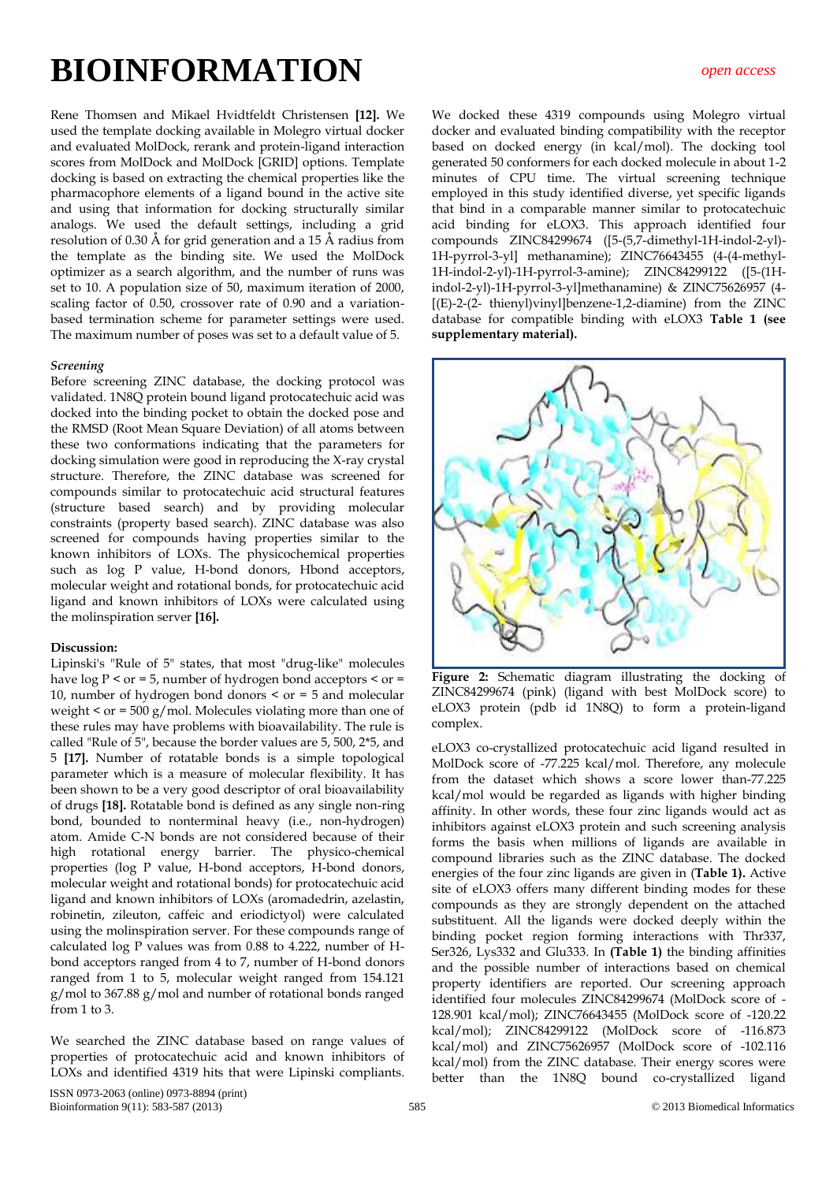Rene Thomsen and Mikael Hvidtfeldt Christensen **[12].** We used the template docking available in Molegro virtual docker and evaluated MolDock, rerank and protein-ligand interaction scores from MolDock and MolDock [GRID] options. Template docking is based on extracting the chemical properties like the pharmacophore elements of a ligand bound in the active site and using that information for docking structurally similar analogs. We used the default settings, including a grid resolution of 0.30 Å for grid generation and a 15 Å radius from the template as the binding site. We used the MolDock optimizer as a search algorithm, and the number of runs was set to 10. A population size of 50, maximum iteration of 2000, scaling factor of 0.50, crossover rate of 0.90 and a variation-based termination scheme for parameter settings were used. The maximum number of poses was set to a default value of 5.

### *Screening*

Before screening ZINC database, the docking protocol was validated. 1N8Q protein bound ligand protocatechuic acid was docked into the binding pocket to obtain the docked pose and the RMSD (Root Mean Square Deviation) of all atoms between these two conformations indicating that the parameters for docking simulation were good in reproducing the X-ray crystal structure. Therefore, the ZINC database was screened for compounds similar to protocatechuic acid structural features (structure based search) and by providing molecular constraints (property based search). ZINC database was also screened for compounds having properties similar to the known inhibitors of LOXs. The physicochemical properties such as log P value, H-bond donors, Hbond acceptors, molecular weight and rotational bonds, for protocatechuic acid ligand and known inhibitors of LOXs were calculated using the molinspiration server **[16].**

## Discussion:

Lipinski's "Rule of 5" states, that most "drug-like" molecules have log P < or = 5, number of hydrogen bond acceptors < or = 10, number of hydrogen bond donors < or = 5 and molecular weight < or = 500 g/mol. Molecules violating more than one of these rules may have problems with bioavailability. The rule is called "Rule of 5", because the border values are 5, 500, 2*5, and 5 **[17].** Number of rotatable bonds is a simple topological parameter which is a measure of molecular flexibility. It has been shown to be a very good descriptor of oral bioavailability of drugs **[18].** Rotatable bond is defined as any single non-ring bond, bounded to nonterminal heavy (i.e., non-hydrogen) atom. Amide C-N bonds are not considered because of their high rotational energy barrier. The physico-chemical properties (log P value, H-bond acceptors, H-bond donors, molecular weight and rotational bonds) for protocatechuic acid ligand and known inhibitors of LOXs (aromadedrin, azelastin, robinetin, zileuton, caffeic and eriodictyol) were calculated using the molinspiration server. For these compounds range of calculated log P values was from 0.88 to 4.222, number of H-bond acceptors ranged from 4 to 7, number of H-bond donors ranged from 1 to 5, molecular weight ranged from 154.121 g/mol to 367.88 g/mol and number of rotational bonds ranged from 1 to 3.

We searched the ZINC database based on range values of properties of protocatechuic acid and known inhibitors of LOXs and identified 4319 hits that were Lipinski compliants. We docked these 4319 compounds using Molegro virtual docker and evaluated binding compatibility with the receptor based on docked energy (in kcal/mol). The docking tool generated 50 conformers for each docked molecule in about 1-2 minutes of CPU time. The virtual screening technique employed in this study identified diverse, yet specific ligands that bind in a comparable manner similar to protocatechuic acid binding for eLOX3. This approach identified four compounds ZINC84299674 ([5-(5,7-dimethyl-1H-indol-2-yl)-1H-pyrrol-3-yl] methanamine); ZINC76643455 (4-(4-methyl-1H-indol-2-yl)-1H-pyrrol-3-amine); ZINC84299122 ([5-(1H-indol-2-yl)-1H-pyrrol-3-yl]methanamine) & ZINC75626957 (4-[(E)-2-(2- thienyl)vinyl]benzene-1,2-diamine) from the ZINC database for compatible binding with eLOX3 **Table 1 (see supplementary material).**

**Figure 2:** Schematic diagram illustrating the docking of ZINC84299674 (pink) (ligand with best MolDock score) to eLOX3 protein (pdb id 1N8Q) to form a protein-ligand complex.

eLOX3 co-crystallized protocatechuic acid ligand resulted in MolDock score of -77.225 kcal/mol. Therefore, any molecule from the dataset which shows a score lower than-77.225 kcal/mol would be regarded as ligands with higher binding affinity. In other words, these four zinc ligands would act as inhibitors against eLOX3 protein and such screening analysis forms the basis when millions of ligands are available in compound libraries such as the ZINC database. The docked energies of the four zinc ligands are given in (**Table 1).** Active site of eLOX3 offers many different binding modes for these compounds as they are strongly dependent on the attached substituent. All the ligands were docked deeply within the binding pocket region forming interactions with Thr337, Ser326, Lys332 and Glu333. In **(Table 1)** the binding affinities and the possible number of interactions based on chemical property identifiers are reported. Our screening approach identified four molecules ZINC84299674 (MolDock score of -128.901 kcal/mol); ZINC76643455 (MolDock score of -120.22 kcal/mol); ZINC84299122 (MolDock score of -116.873 kcal/mol) and ZINC75626957 (MolDock score of -102.116 kcal/mol) from the ZINC database. Their energy scores were better than the 1N8Q bound co-crystallized ligand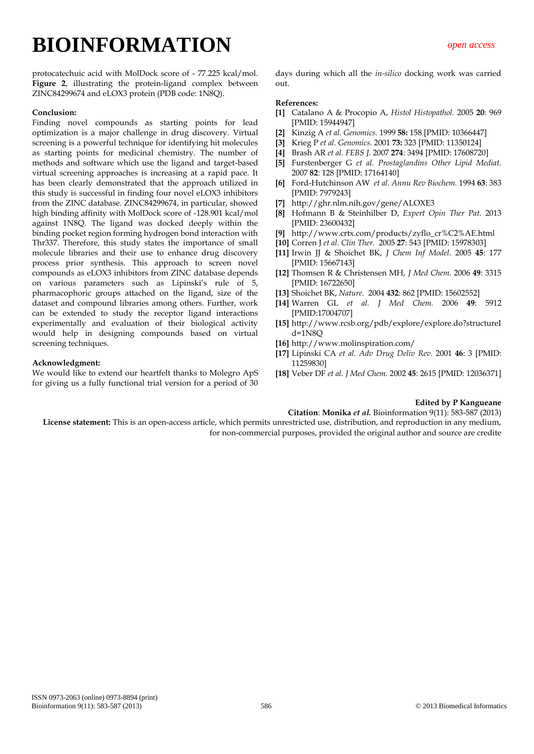protocatechuic acid with MolDock score of - 77.225 kcal/mol. **Figure 2**, illustrating the protein-ligand complex between ZINC84299674 and eLOX3 protein (PDB code: 1N8Q).

## Conclusion:

Finding novel compounds as starting points for lead optimization is a major challenge in drug discovery. Virtual screening is a powerful technique for identifying hit molecules as starting points for medicinal chemistry. The number of methods and software which use the ligand and target-based virtual screening approaches is increasing at a rapid pace. It has been clearly demonstrated that the approach utilized in this study is successful in finding four novel eLOX3 inhibitors from the ZINC database. ZINC84299674, in particular, showed high binding affinity with MolDock score of -128.901 kcal/mol against 1N8Q. The ligand was docked deeply within the binding pocket region forming hydrogen bond interaction with Thr337. Therefore, this study states the importance of small molecule libraries and their use to enhance drug discovery process prior synthesis. This approach to screen novel compounds as eLOX3 inhibitors from ZINC database depends on various parameters such as Lipinski's rule of 5, pharmacophoric groups attached on the ligand, size of the dataset and compound libraries among others. Further, work can be extended to study the receptor ligand interactions experimentally and evaluation of their biological activity would help in designing compounds based on virtual screening techniques.

## Acknowledgment:

We would like to extend our heartfelt thanks to Molegro ApS for giving us a fully functional trial version for a period of 30 days during which all the *in-silico* docking work was carried out.

## References:

- **[1]** Catalano A & Procopio A, *Histol Histopathol.* 2005 **20**: 969 [PMID: 15944947]
- **[2]** Kinzig A *et al. Genomics.* 1999 **58:** 158 [PMID: 10366447]
- **[3]** Krieg P *et al. Genomics.* 2001 **73:** 323 [PMID: 11350124]
- **[4]** Brash AR *et al. FEBS J.* 2007 **274**: 3494 [PMID: 17608720]
- **[5]** Furstenberger G *et al. Prostaglandins Other Lipid Mediat.* 2007 **82**: 128 [PMID: 17164140]
- **[6]** Ford-Hutchinson AW *et al. Annu Rev Biochem.* 1994 **63**: 383 [PMID: 7979243]
- **[7]** http://ghr.nlm.nih.gov/gene/ALOXE3
- **[8]** Hofmann B & Steinhilber D, *Expert Opin Ther Pat.* 2013 [PMID: 23600432]
- **[9]** http://www.crtx.com/products/zyflo_cr%C2%AE.html
- **[10]** Corren J *et al. Clin Ther.* 2005 **27**: 543 [PMID: 15978303]
- **[11]** Irwin JJ & Shoichet BK, *J Chem Inf Model.* 2005 **45**: 177 [PMID: 15667143]
- **[12]** Thomsen R & Christensen MH, *J Med Chem.* 2006 **49**: 3315 [PMID: 16722650]
- **[13]** Shoichet BK, *Nature.* 2004 **432**: 862 [PMID: 15602552]
- **[14]** Warren GL *et al. J Med Chem.* 2006 **49**: 5912 [PMID:17004707]
- **[15]** http://www.rcsb.org/pdb/explore/explore.do?structureId=1N8Q
- **[16]** http://www.molinspiration.com/
- **[17]** Lipinski CA *et al. Adv Drug Deliv Rev.* 2001 **46**: 3 [PMID: 11259830]
- **[18]** Veber DF *et al. J Med Chem.* 2002 **45**: 2615 [PMID: 12036371]

**Edited by P Kangueane**

**Citation**: **Monika *et al.*** Bioinformation 9(11): 583-587 (2013)

**License statement:** This is an open-access article, which permits unrestricted use, distribution, and reproduction in any medium, for non-commercial purposes, provided the original author and source are credite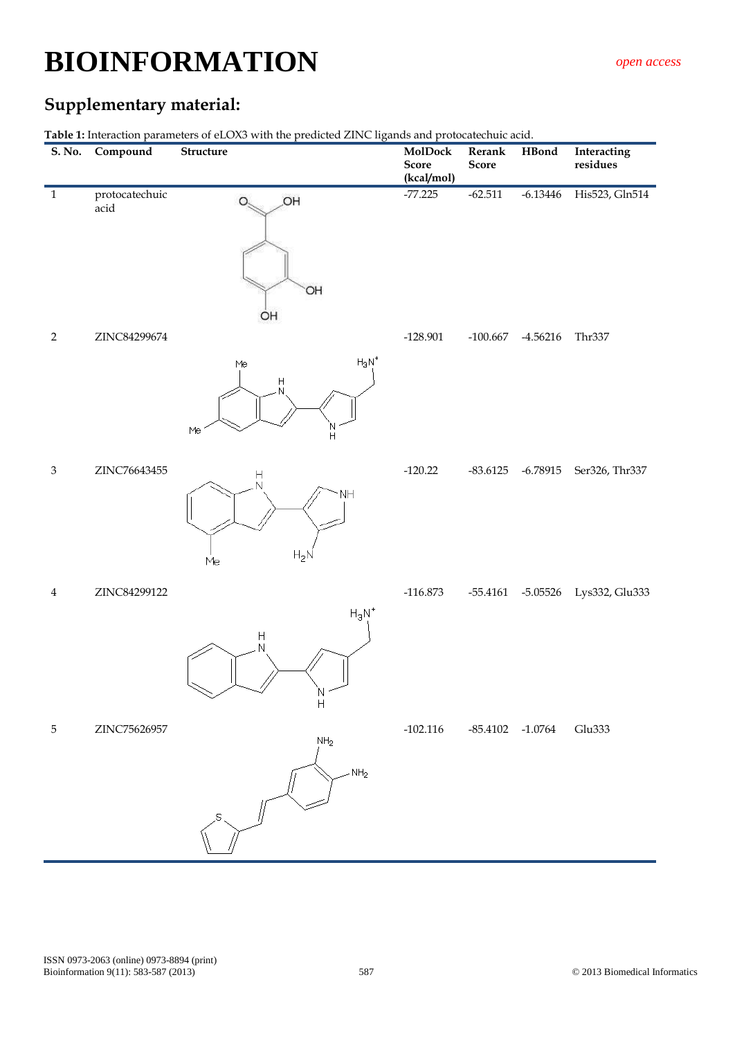## Supplementary material:

**Table 1:** Interaction parameters of eLOX3 with the predicted ZINC ligands and protocatechuic acid.

| S. No. | Compound | Structure | MolDock Score (kcal/mol) | Rerank Score | HBond | Interacting residues |
|---|---|---|---|---|---|---|
| 1 | protocatechuic acid | | -77.225 | -62.511 | -6.13446 | His523, Gln514 |
| 2 | ZINC84299674 | | -128.901 | -100.667 | -4.56216 | Thr337 |
| 3 | ZINC76643455 | | -120.22 | -83.6125 | -6.78915 | Ser326, Thr337 |
| 4 | ZINC84299122 | | -116.873 | -55.4161 | -5.05526 | Lys332, Glu333 |
| 5 | ZINC75626957 | | -102.116 | -85.4102 | -1.0764 | Glu333 |